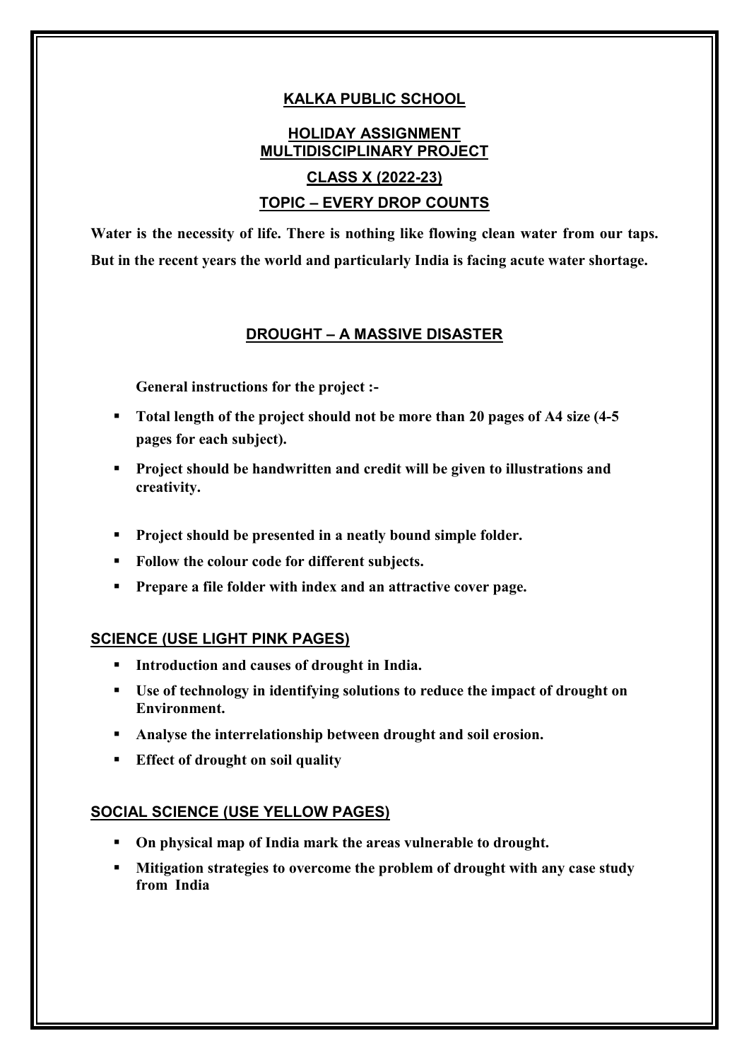# KALKA PUBLIC SCHOOL

## HOLIDAY ASSIGNMENT
## MULTIDISCIPLINARY PROJECT

## CLASS X (2022-23)

## TOPIC – EVERY DROP COUNTS

**Water is the necessity of life. There is nothing like flowing clean water from our taps. But in the recent years the world and particularly India is facing acute water shortage.**

## DROUGHT – A MASSIVE DISASTER

**General instructions for the project :-**

- **Total length of the project should not be more than 20 pages of A4 size (4-5 pages for each subject).**
- **Project should be handwritten and credit will be given to illustrations and creativity.**
- **Project should be presented in a neatly bound simple folder.**
- **Follow the colour code for different subjects.**
- **Prepare a file folder with index and an attractive cover page.**

### SCIENCE (USE LIGHT PINK PAGES)

- **Introduction and causes of drought in India.**
- **Use of technology in identifying solutions to reduce the impact of drought on Environment.**
- **Analyse the interrelationship between drought and soil erosion.**
- **Effect of drought on soil quality**

### SOCIAL SCIENCE (USE YELLOW PAGES)

- **On physical map of India mark the areas vulnerable to drought.**
- **Mitigation strategies to overcome the problem of drought with any case study from India**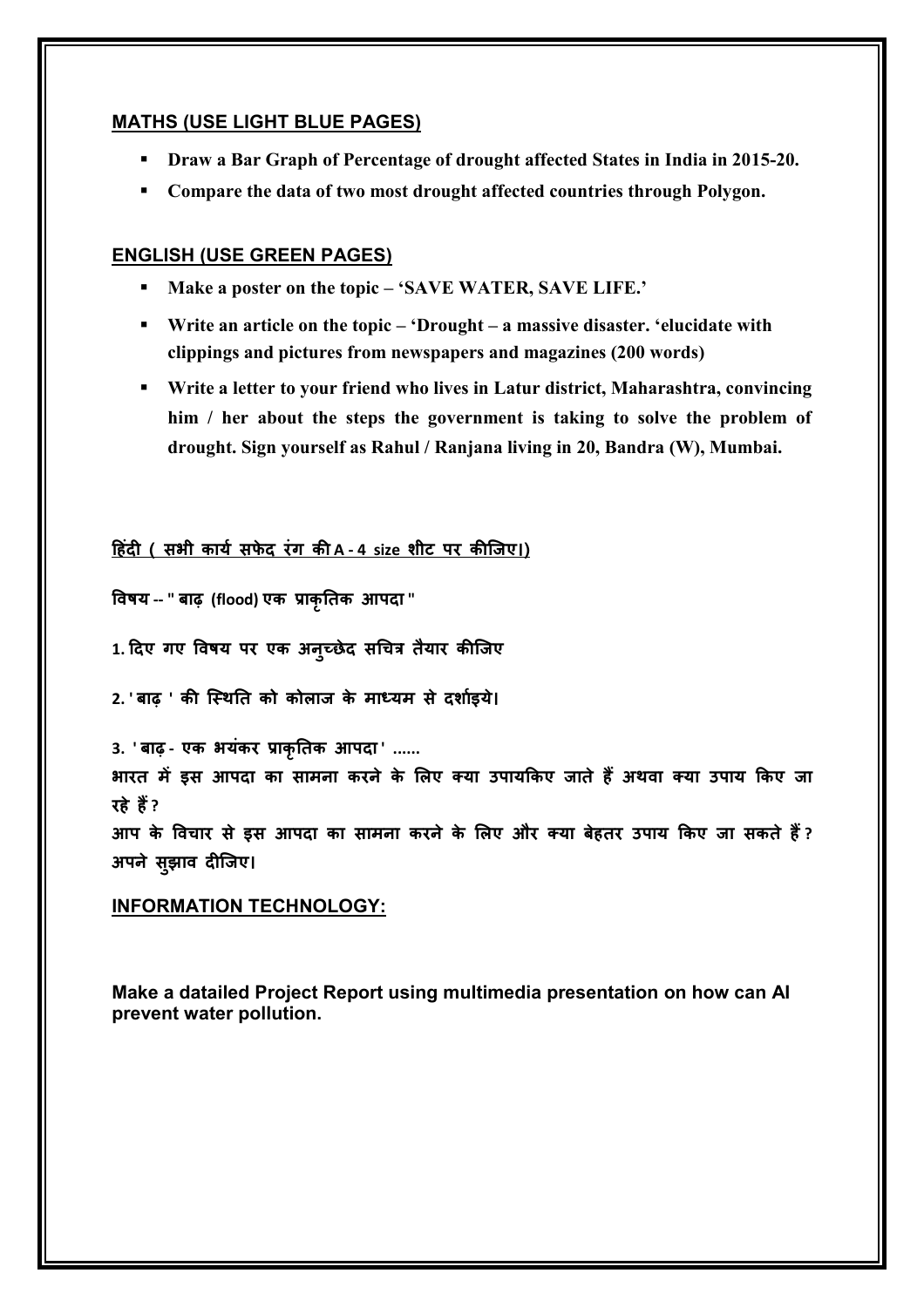## MATHS (USE LIGHT BLUE PAGES)

- **Draw a Bar Graph of Percentage of drought affected States in India in 2015-20.**
- **Compare the data of two most drought affected countries through Polygon.**

## ENGLISH (USE GREEN PAGES)

- **Make a poster on the topic – 'SAVE WATER, SAVE LIFE.'**
- **Write an article on the topic – 'Drought – a massive disaster. 'elucidate with clippings and pictures from newspapers and magazines (200 words)**
- **Write a letter to your friend who lives in Latur district, Maharashtra, convincing him / her about the steps the government is taking to solve the problem of drought. Sign yourself as Rahul / Ranjana living in 20, Bandra (W), Mumbai.**

## हिंदी ( सभी कार्य सफेद रंग की A - 4 size शीट पर कीजिए।)

**विषय -- " बाढ़ (flood) एक प्राकृतिक आपदा "**

**1. दिए गए विषय पर एक अनुच्छेद सचित्र तैयार कीजिए**

**2. ' बाढ़ ' की स्थिति को कोलाज के माध्यम से दर्शाइये।**

**3. ' बाढ़ - एक भयंकर प्राकृतिक आपदा ' ......**
**भारत में इस आपदा का सामना करने के लिए क्या उपायकिए जाते हैं अथवा क्या उपाय किए जा रहे हैं ?**
**आप के विचार से इस आपदा का सामना करने के लिए और क्या बेहतर उपाय किए जा सकते हैं ? अपने सुझाव दीजिए।**

## INFORMATION TECHNOLOGY:

**Make a datailed Project Report using multimedia presentation on how can AI prevent water pollution.**